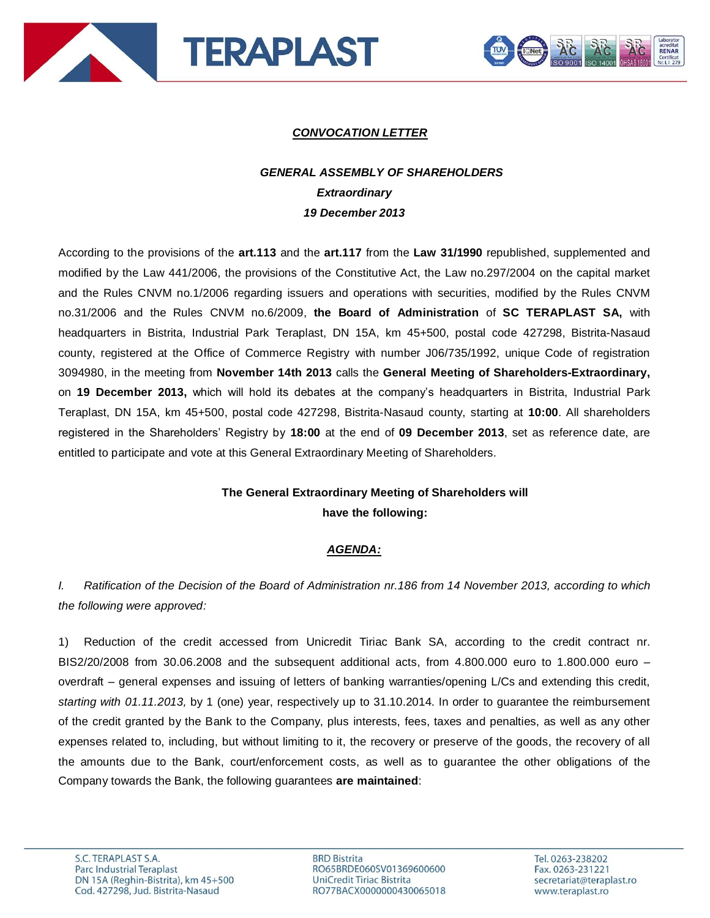***CONVOCATION LETTER***

***GENERAL ASSEMBLY OF SHAREHOLDERS***

***Extraordinary***

***19 December 2013***

According to the provisions of the **art.113** and the **art.117** from the **Law 31/1990** republished, supplemented and modified by the Law 441/2006, the provisions of the Constitutive Act, the Law no.297/2004 on the capital market and the Rules CNVM no.1/2006 regarding issuers and operations with securities, modified by the Rules CNVM no.31/2006 and the Rules CNVM no.6/2009, **the Board of Administration** of **SC TERAPLAST SA,** with headquarters in Bistrita, Industrial Park Teraplast, DN 15A, km 45+500, postal code 427298, Bistrita-Nasaud county, registered at the Office of Commerce Registry with number J06/735/1992, unique Code of registration 3094980, in the meeting from **November 14th 2013** calls the **General Meeting of Shareholders-Extraordinary,** on **19 December 2013,** which will hold its debates at the company's headquarters in Bistrita, Industrial Park Teraplast, DN 15A, km 45+500, postal code 427298, Bistrita-Nasaud county, starting at **10:00**. All shareholders registered in the Shareholders' Registry by **18:00** at the end of **09 December 2013**, set as reference date, are entitled to participate and vote at this General Extraordinary Meeting of Shareholders.

**The General Extraordinary Meeting of Shareholders will have the following:**

***AGENDA:***

*I. Ratification of the Decision of the Board of Administration nr.186 from 14 November 2013, according to which the following were approved:*

1) Reduction of the credit accessed from Unicredit Tiriac Bank SA, according to the credit contract nr. BIS2/20/2008 from 30.06.2008 and the subsequent additional acts, from 4.800.000 euro to 1.800.000 euro – overdraft – general expenses and issuing of letters of banking warranties/opening L/Cs and extending this credit, *starting with 01.11.2013,* by 1 (one) year, respectively up to 31.10.2014. In order to guarantee the reimbursement of the credit granted by the Bank to the Company, plus interests, fees, taxes and penalties, as well as any other expenses related to, including, but without limiting to it, the recovery or preserve of the goods, the recovery of all the amounts due to the Bank, court/enforcement costs, as well as to guarantee the other obligations of the Company towards the Bank, the following guarantees **are maintained**: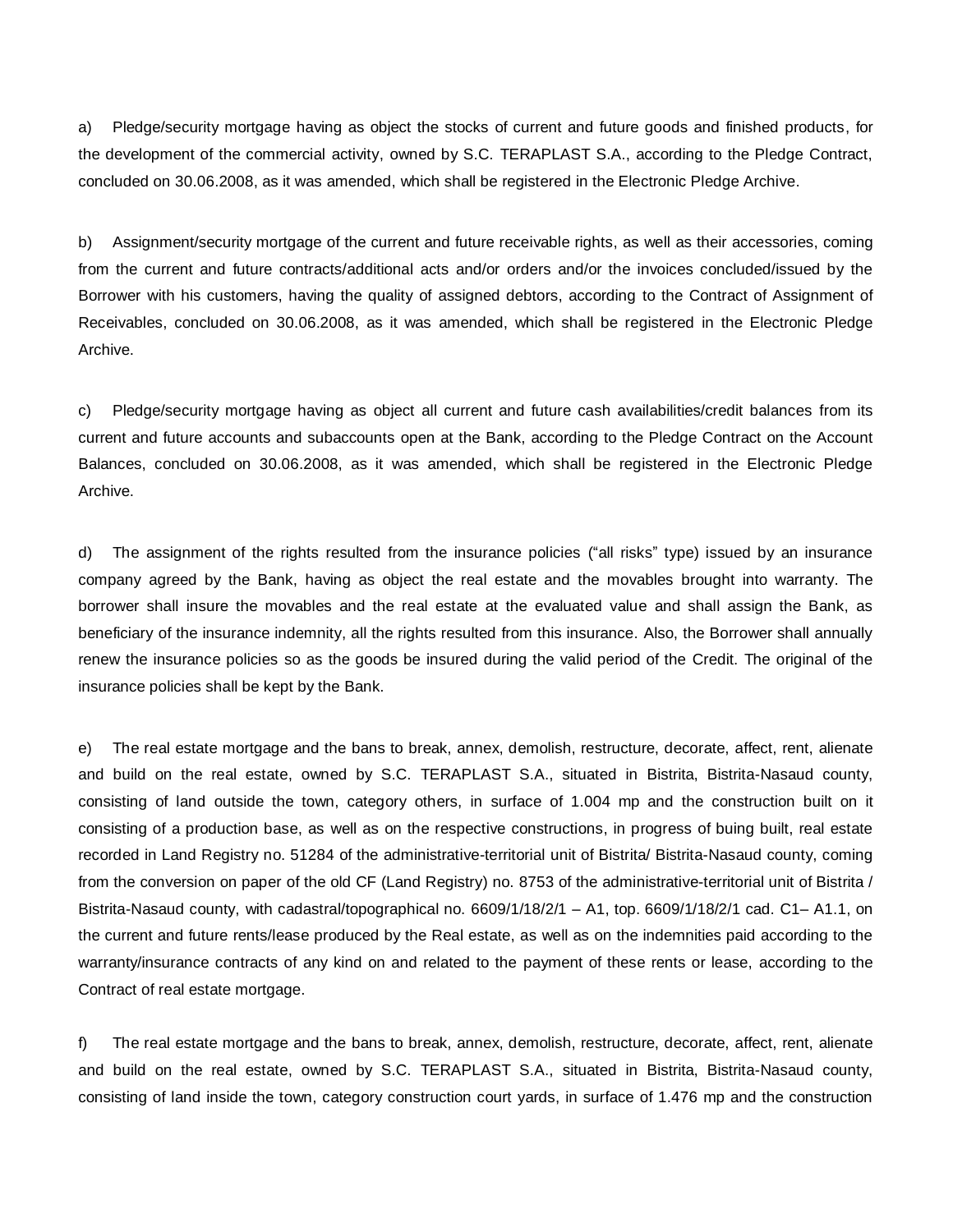a) Pledge/security mortgage having as object the stocks of current and future goods and finished products, for the development of the commercial activity, owned by S.C. TERAPLAST S.A., according to the Pledge Contract, concluded on 30.06.2008, as it was amended, which shall be registered in the Electronic Pledge Archive.

b) Assignment/security mortgage of the current and future receivable rights, as well as their accessories, coming from the current and future contracts/additional acts and/or orders and/or the invoices concluded/issued by the Borrower with his customers, having the quality of assigned debtors, according to the Contract of Assignment of Receivables, concluded on 30.06.2008, as it was amended, which shall be registered in the Electronic Pledge Archive.

c) Pledge/security mortgage having as object all current and future cash availabilities/credit balances from its current and future accounts and subaccounts open at the Bank, according to the Pledge Contract on the Account Balances, concluded on 30.06.2008, as it was amended, which shall be registered in the Electronic Pledge Archive.

d) The assignment of the rights resulted from the insurance policies ("all risks" type) issued by an insurance company agreed by the Bank, having as object the real estate and the movables brought into warranty. The borrower shall insure the movables and the real estate at the evaluated value and shall assign the Bank, as beneficiary of the insurance indemnity, all the rights resulted from this insurance. Also, the Borrower shall annually renew the insurance policies so as the goods be insured during the valid period of the Credit. The original of the insurance policies shall be kept by the Bank.

e) The real estate mortgage and the bans to break, annex, demolish, restructure, decorate, affect, rent, alienate and build on the real estate, owned by S.C. TERAPLAST S.A., situated in Bistrita, Bistrita-Nasaud county, consisting of land outside the town, category others, in surface of 1.004 mp and the construction built on it consisting of a production base, as well as on the respective constructions, in progress of buing built, real estate recorded in Land Registry no. 51284 of the administrative-territorial unit of Bistrita/ Bistrita-Nasaud county, coming from the conversion on paper of the old CF (Land Registry) no. 8753 of the administrative-territorial unit of Bistrita / Bistrita-Nasaud county, with cadastral/topographical no. 6609/1/18/2/1 – A1, top. 6609/1/18/2/1 cad. C1– A1.1, on the current and future rents/lease produced by the Real estate, as well as on the indemnities paid according to the warranty/insurance contracts of any kind on and related to the payment of these rents or lease, according to the Contract of real estate mortgage.

f) The real estate mortgage and the bans to break, annex, demolish, restructure, decorate, affect, rent, alienate and build on the real estate, owned by S.C. TERAPLAST S.A., situated in Bistrita, Bistrita-Nasaud county, consisting of land inside the town, category construction court yards, in surface of 1.476 mp and the construction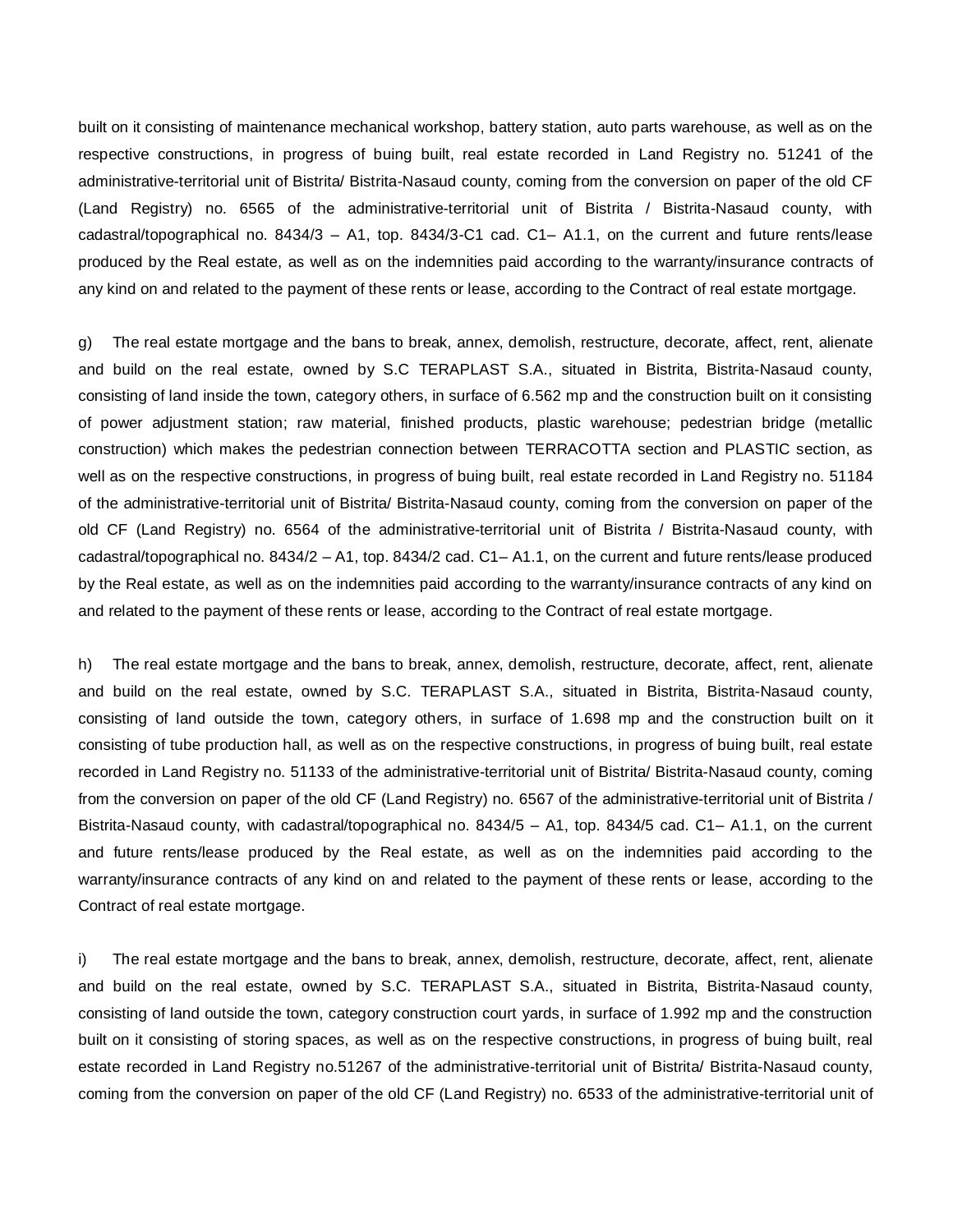built on it consisting of maintenance mechanical workshop, battery station, auto parts warehouse, as well as on the respective constructions, in progress of buing built, real estate recorded in Land Registry no. 51241 of the administrative-territorial unit of Bistrita/ Bistrita-Nasaud county, coming from the conversion on paper of the old CF (Land Registry) no. 6565 of the administrative-territorial unit of Bistrita / Bistrita-Nasaud county, with cadastral/topographical no. 8434/3 – A1, top. 8434/3-C1 cad. C1– A1.1, on the current and future rents/lease produced by the Real estate, as well as on the indemnities paid according to the warranty/insurance contracts of any kind on and related to the payment of these rents or lease, according to the Contract of real estate mortgage.

g) The real estate mortgage and the bans to break, annex, demolish, restructure, decorate, affect, rent, alienate and build on the real estate, owned by S.C TERAPLAST S.A., situated in Bistrita, Bistrita-Nasaud county, consisting of land inside the town, category others, in surface of 6.562 mp and the construction built on it consisting of power adjustment station; raw material, finished products, plastic warehouse; pedestrian bridge (metallic construction) which makes the pedestrian connection between TERRACOTTA section and PLASTIC section, as well as on the respective constructions, in progress of buing built, real estate recorded in Land Registry no. 51184 of the administrative-territorial unit of Bistrita/ Bistrita-Nasaud county, coming from the conversion on paper of the old CF (Land Registry) no. 6564 of the administrative-territorial unit of Bistrita / Bistrita-Nasaud county, with cadastral/topographical no. 8434/2 – A1, top. 8434/2 cad. C1– A1.1, on the current and future rents/lease produced by the Real estate, as well as on the indemnities paid according to the warranty/insurance contracts of any kind on and related to the payment of these rents or lease, according to the Contract of real estate mortgage.

h) The real estate mortgage and the bans to break, annex, demolish, restructure, decorate, affect, rent, alienate and build on the real estate, owned by S.C. TERAPLAST S.A., situated in Bistrita, Bistrita-Nasaud county, consisting of land outside the town, category others, in surface of 1.698 mp and the construction built on it consisting of tube production hall, as well as on the respective constructions, in progress of buing built, real estate recorded in Land Registry no. 51133 of the administrative-territorial unit of Bistrita/ Bistrita-Nasaud county, coming from the conversion on paper of the old CF (Land Registry) no. 6567 of the administrative-territorial unit of Bistrita / Bistrita-Nasaud county, with cadastral/topographical no. 8434/5 – A1, top. 8434/5 cad. C1– A1.1, on the current and future rents/lease produced by the Real estate, as well as on the indemnities paid according to the warranty/insurance contracts of any kind on and related to the payment of these rents or lease, according to the Contract of real estate mortgage.

i) The real estate mortgage and the bans to break, annex, demolish, restructure, decorate, affect, rent, alienate and build on the real estate, owned by S.C. TERAPLAST S.A., situated in Bistrita, Bistrita-Nasaud county, consisting of land outside the town, category construction court yards, in surface of 1.992 mp and the construction built on it consisting of storing spaces, as well as on the respective constructions, in progress of buing built, real estate recorded in Land Registry no.51267 of the administrative-territorial unit of Bistrita/ Bistrita-Nasaud county, coming from the conversion on paper of the old CF (Land Registry) no. 6533 of the administrative-territorial unit of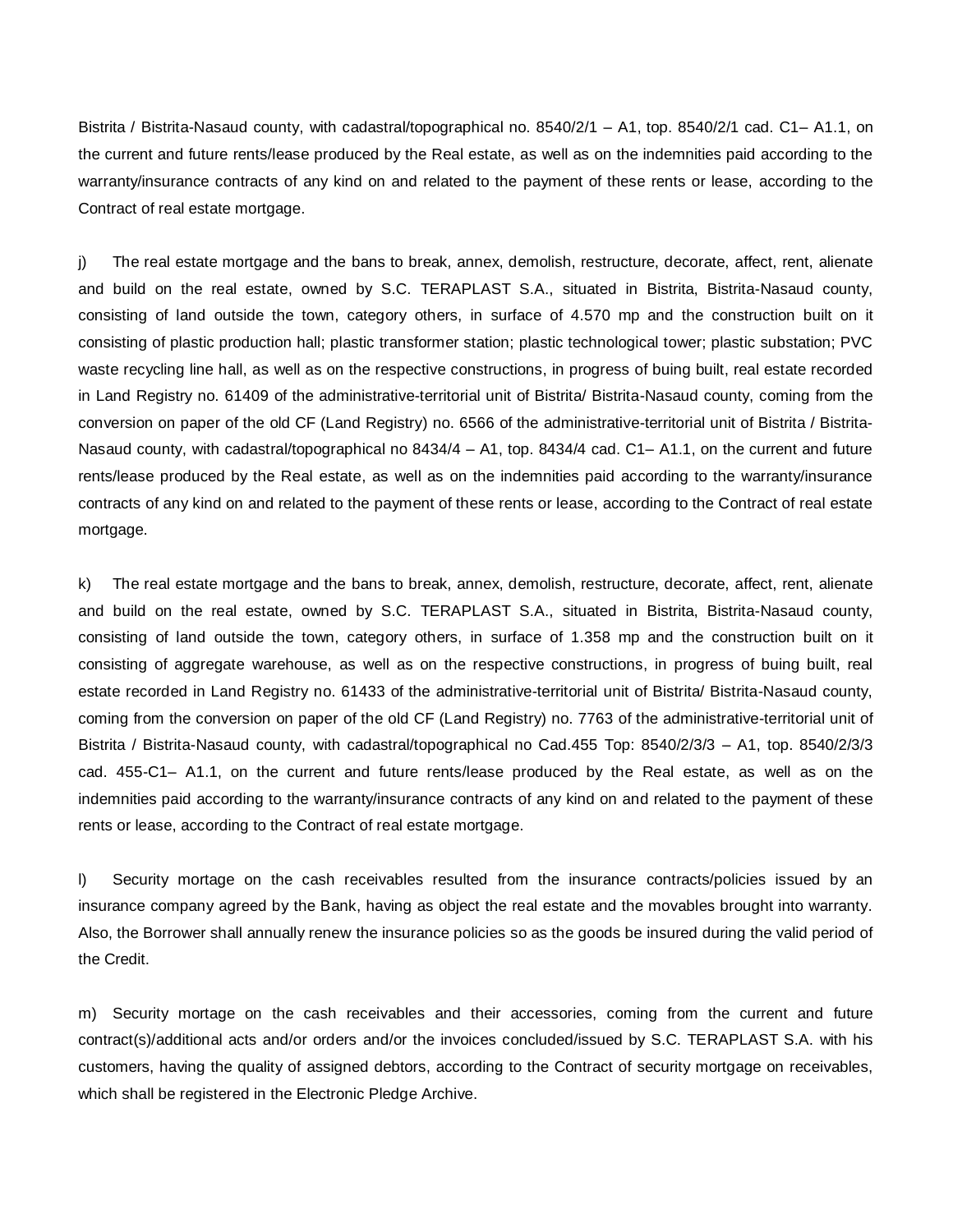Bistrita / Bistrita-Nasaud county, with cadastral/topographical no. 8540/2/1 – A1, top. 8540/2/1 cad. C1– A1.1, on the current and future rents/lease produced by the Real estate, as well as on the indemnities paid according to the warranty/insurance contracts of any kind on and related to the payment of these rents or lease, according to the Contract of real estate mortgage.

j) The real estate mortgage and the bans to break, annex, demolish, restructure, decorate, affect, rent, alienate and build on the real estate, owned by S.C. TERAPLAST S.A., situated in Bistrita, Bistrita-Nasaud county, consisting of land outside the town, category others, in surface of 4.570 mp and the construction built on it consisting of plastic production hall; plastic transformer station; plastic technological tower; plastic substation; PVC waste recycling line hall, as well as on the respective constructions, in progress of buing built, real estate recorded in Land Registry no. 61409 of the administrative-territorial unit of Bistrita/ Bistrita-Nasaud county, coming from the conversion on paper of the old CF (Land Registry) no. 6566 of the administrative-territorial unit of Bistrita / Bistrita-Nasaud county, with cadastral/topographical no 8434/4 – A1, top. 8434/4 cad. C1– A1.1, on the current and future rents/lease produced by the Real estate, as well as on the indemnities paid according to the warranty/insurance contracts of any kind on and related to the payment of these rents or lease, according to the Contract of real estate mortgage.

k) The real estate mortgage and the bans to break, annex, demolish, restructure, decorate, affect, rent, alienate and build on the real estate, owned by S.C. TERAPLAST S.A., situated in Bistrita, Bistrita-Nasaud county, consisting of land outside the town, category others, in surface of 1.358 mp and the construction built on it consisting of aggregate warehouse, as well as on the respective constructions, in progress of buing built, real estate recorded in Land Registry no. 61433 of the administrative-territorial unit of Bistrita/ Bistrita-Nasaud county, coming from the conversion on paper of the old CF (Land Registry) no. 7763 of the administrative-territorial unit of Bistrita / Bistrita-Nasaud county, with cadastral/topographical no Cad.455 Top: 8540/2/3/3 – A1, top. 8540/2/3/3 cad. 455-C1– A1.1, on the current and future rents/lease produced by the Real estate, as well as on the indemnities paid according to the warranty/insurance contracts of any kind on and related to the payment of these rents or lease, according to the Contract of real estate mortgage.

l) Security mortage on the cash receivables resulted from the insurance contracts/policies issued by an insurance company agreed by the Bank, having as object the real estate and the movables brought into warranty. Also, the Borrower shall annually renew the insurance policies so as the goods be insured during the valid period of the Credit.

m) Security mortage on the cash receivables and their accessories, coming from the current and future contract(s)/additional acts and/or orders and/or the invoices concluded/issued by S.C. TERAPLAST S.A. with his customers, having the quality of assigned debtors, according to the Contract of security mortgage on receivables, which shall be registered in the Electronic Pledge Archive.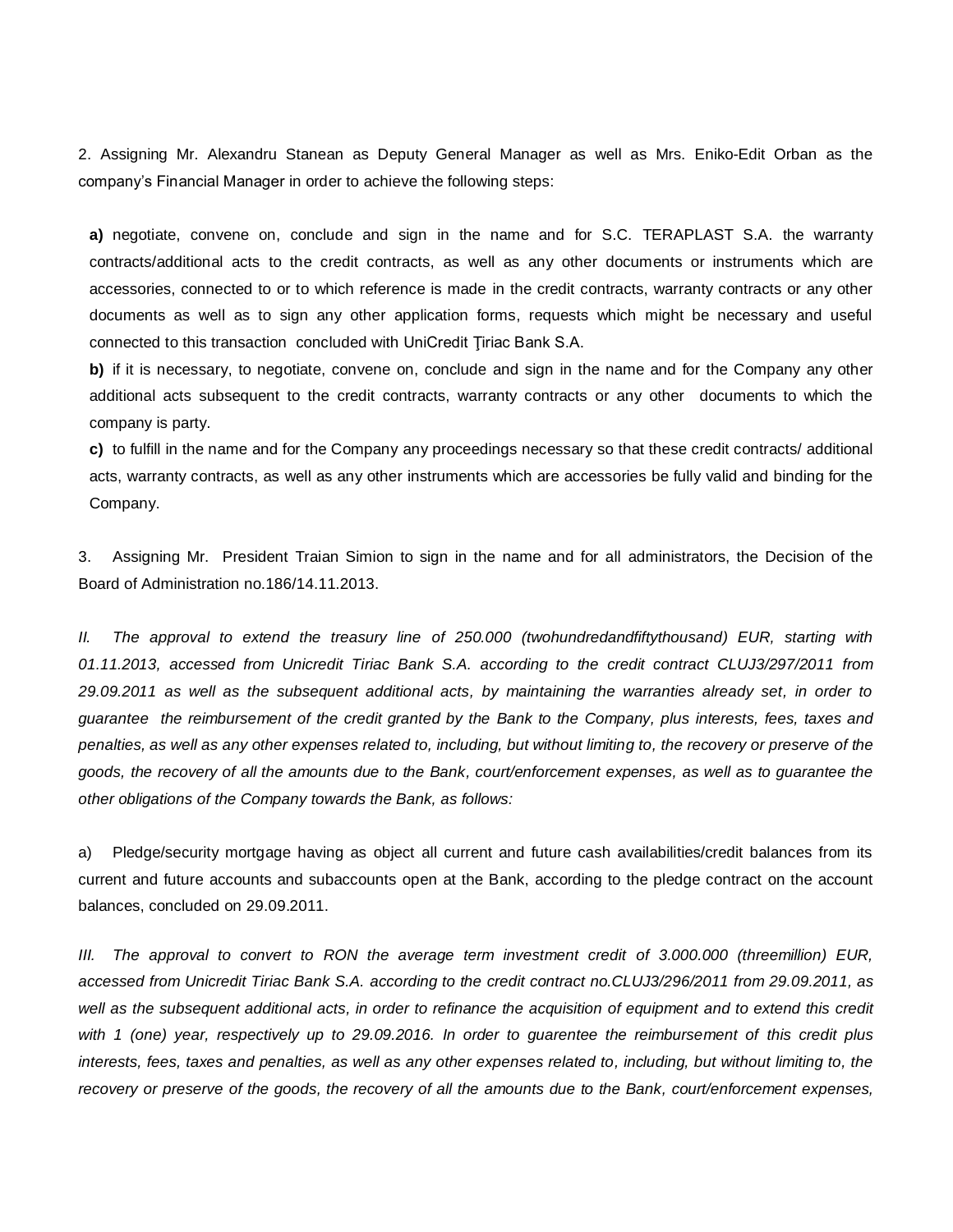2. Assigning Mr. Alexandru Stanean as Deputy General Manager as well as Mrs. Eniko-Edit Orban as the company's Financial Manager in order to achieve the following steps:

**a)** negotiate, convene on, conclude and sign in the name and for S.C. TERAPLAST S.A. the warranty contracts/additional acts to the credit contracts, as well as any other documents or instruments which are accessories, connected to or to which reference is made in the credit contracts, warranty contracts or any other documents as well as to sign any other application forms, requests which might be necessary and useful connected to this transaction concluded with UniCredit Ţiriac Bank S.A.

**b)** if it is necessary, to negotiate, convene on, conclude and sign in the name and for the Company any other additional acts subsequent to the credit contracts, warranty contracts or any other documents to which the company is party.

**c)** to fulfill in the name and for the Company any proceedings necessary so that these credit contracts/ additional acts, warranty contracts, as well as any other instruments which are accessories be fully valid and binding for the Company.

3. Assigning Mr. President Traian Simion to sign in the name and for all administrators, the Decision of the Board of Administration no.186/14.11.2013.

*II. The approval to extend the treasury line of 250.000 (twohundredandfiftythousand) EUR, starting with 01.11.2013, accessed from Unicredit Tiriac Bank S.A. according to the credit contract CLUJ3/297/2011 from 29.09.2011 as well as the subsequent additional acts, by maintaining the warranties already set, in order to guarantee the reimbursement of the credit granted by the Bank to the Company, plus interests, fees, taxes and penalties, as well as any other expenses related to, including, but without limiting to, the recovery or preserve of the goods, the recovery of all the amounts due to the Bank, court/enforcement expenses, as well as to guarantee the other obligations of the Company towards the Bank, as follows:*

a) Pledge/security mortgage having as object all current and future cash availabilities/credit balances from its current and future accounts and subaccounts open at the Bank, according to the pledge contract on the account balances, concluded on 29.09.2011.

*III. The approval to convert to RON the average term investment credit of 3.000.000 (threemillion) EUR, accessed from Unicredit Tiriac Bank S.A. according to the credit contract no.CLUJ3/296/2011 from 29.09.2011, as well as the subsequent additional acts, in order to refinance the acquisition of equipment and to extend this credit with 1 (one) year, respectively up to 29.09.2016. In order to guarentee the reimbursement of this credit plus interests, fees, taxes and penalties, as well as any other expenses related to, including, but without limiting to, the recovery or preserve of the goods, the recovery of all the amounts due to the Bank, court/enforcement expenses,*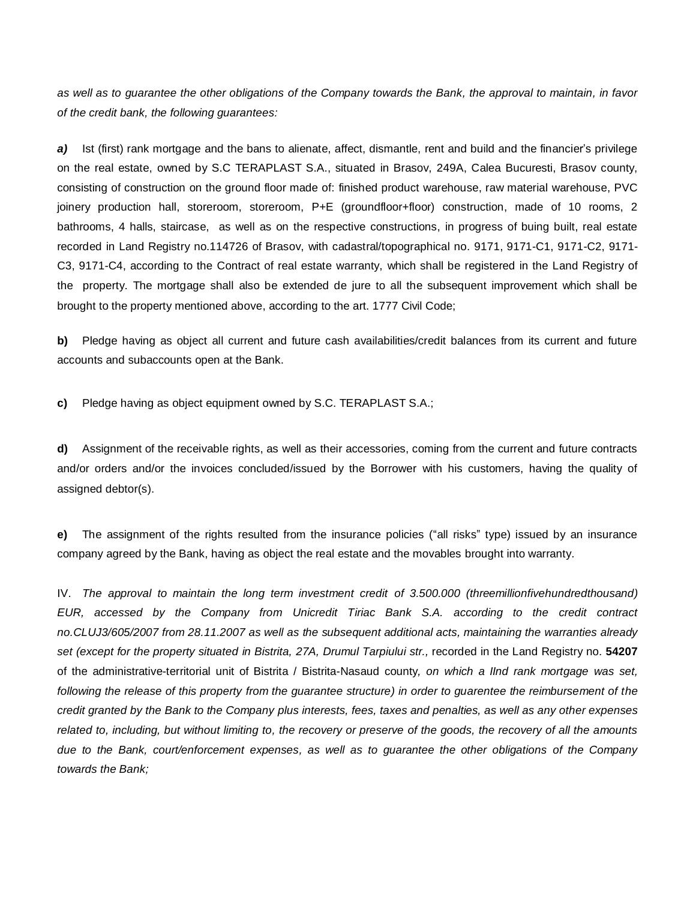*as well as to guarantee the other obligations of the Company towards the Bank, the approval to maintain, in favor of the credit bank, the following guarantees:*

***a)*** Ist (first) rank mortgage and the bans to alienate, affect, dismantle, rent and build and the financier's privilege on the real estate, owned by S.C TERAPLAST S.A., situated in Brasov, 249A, Calea Bucuresti, Brasov county, consisting of construction on the ground floor made of: finished product warehouse, raw material warehouse, PVC joinery production hall, storeroom, storeroom, P+E (groundfloor+floor) construction, made of 10 rooms, 2 bathrooms, 4 halls, staircase, as well as on the respective constructions, in progress of buing built, real estate recorded in Land Registry no.114726 of Brasov, with cadastral/topographical no. 9171, 9171-C1, 9171-C2, 9171-C3, 9171-C4, according to the Contract of real estate warranty, which shall be registered in the Land Registry of the property. The mortgage shall also be extended de jure to all the subsequent improvement which shall be brought to the property mentioned above, according to the art. 1777 Civil Code;

**b)** Pledge having as object all current and future cash availabilities/credit balances from its current and future accounts and subaccounts open at the Bank.

**c)** Pledge having as object equipment owned by S.C. TERAPLAST S.A.;

**d)** Assignment of the receivable rights, as well as their accessories, coming from the current and future contracts and/or orders and/or the invoices concluded/issued by the Borrower with his customers, having the quality of assigned debtor(s).

**e)** The assignment of the rights resulted from the insurance policies ("all risks" type) issued by an insurance company agreed by the Bank, having as object the real estate and the movables brought into warranty.

IV. *The approval to maintain the long term investment credit of 3.500.000 (threemillionfivehundredthousand) EUR, accessed by the Company from Unicredit Tiriac Bank S.A. according to the credit contract no.CLUJ3/605/2007 from 28.11.2007 as well as the subsequent additional acts, maintaining the warranties already set (except for the property situated in Bistrita, 27A, Drumul Tarpiului str.,* recorded in the Land Registry no. **54207** of the administrative-territorial unit of Bistrita / Bistrita-Nasaud county*, on which a IInd rank mortgage was set, following the release of this property from the guarantee structure) in order to guarentee the reimbursement of the credit granted by the Bank to the Company plus interests, fees, taxes and penalties, as well as any other expenses related to, including, but without limiting to, the recovery or preserve of the goods, the recovery of all the amounts due to the Bank, court/enforcement expenses, as well as to guarantee the other obligations of the Company towards the Bank;*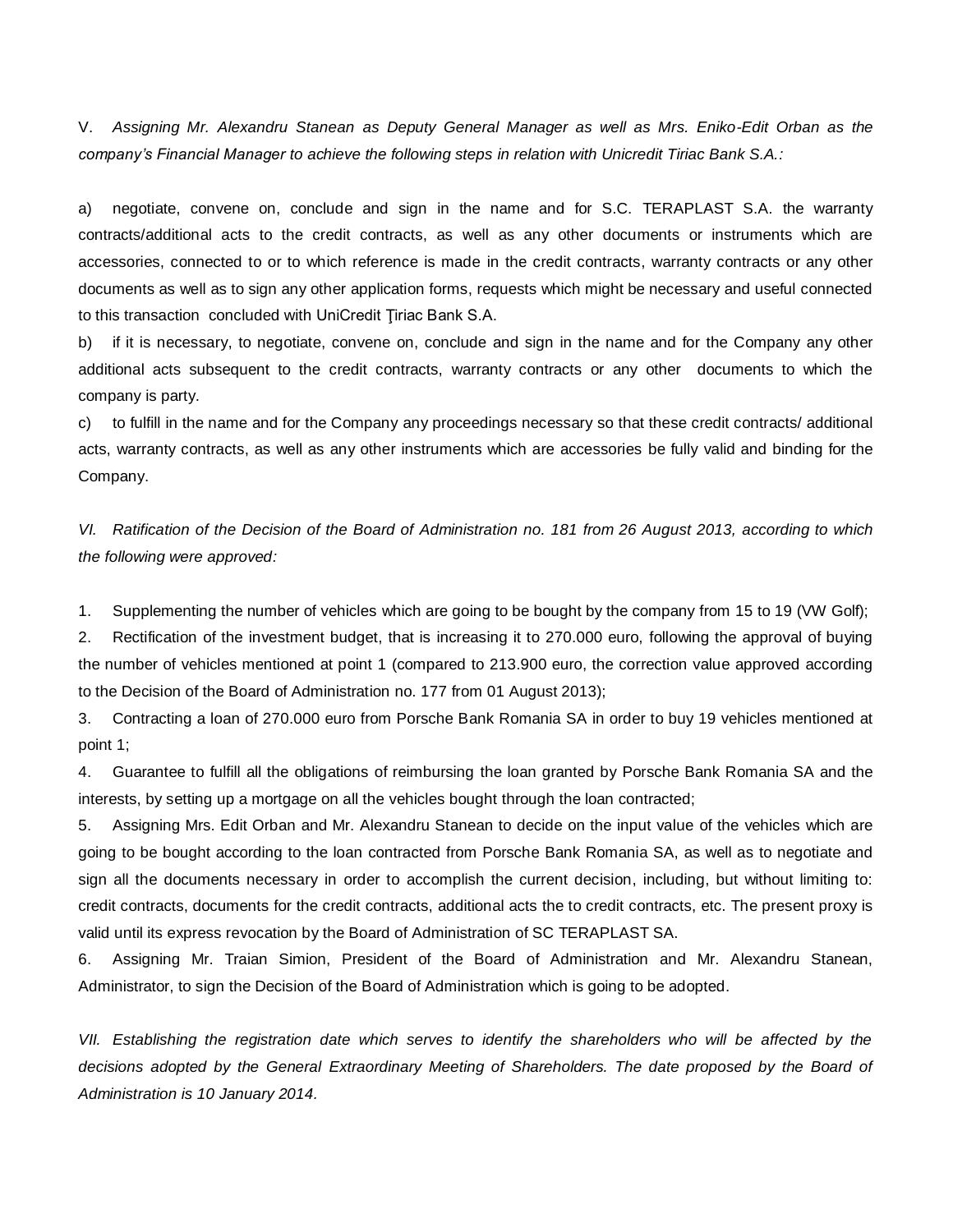V. *Assigning Mr. Alexandru Stanean as Deputy General Manager as well as Mrs. Eniko-Edit Orban as the company's Financial Manager to achieve the following steps in relation with Unicredit Tiriac Bank S.A.:*

a) negotiate, convene on, conclude and sign in the name and for S.C. TERAPLAST S.A. the warranty contracts/additional acts to the credit contracts, as well as any other documents or instruments which are accessories, connected to or to which reference is made in the credit contracts, warranty contracts or any other documents as well as to sign any other application forms, requests which might be necessary and useful connected to this transaction concluded with UniCredit Ţiriac Bank S.A.

b) if it is necessary, to negotiate, convene on, conclude and sign in the name and for the Company any other additional acts subsequent to the credit contracts, warranty contracts or any other documents to which the company is party.

c) to fulfill in the name and for the Company any proceedings necessary so that these credit contracts/ additional acts, warranty contracts, as well as any other instruments which are accessories be fully valid and binding for the Company.

*VI. Ratification of the Decision of the Board of Administration no. 181 from 26 August 2013, according to which the following were approved:*

1. Supplementing the number of vehicles which are going to be bought by the company from 15 to 19 (VW Golf);
2. Rectification of the investment budget, that is increasing it to 270.000 euro, following the approval of buying the number of vehicles mentioned at point 1 (compared to 213.900 euro, the correction value approved according to the Decision of the Board of Administration no. 177 from 01 August 2013);
3. Contracting a loan of 270.000 euro from Porsche Bank Romania SA in order to buy 19 vehicles mentioned at point 1;
4. Guarantee to fulfill all the obligations of reimbursing the loan granted by Porsche Bank Romania SA and the interests, by setting up a mortgage on all the vehicles bought through the loan contracted;
5. Assigning Mrs. Edit Orban and Mr. Alexandru Stanean to decide on the input value of the vehicles which are going to be bought according to the loan contracted from Porsche Bank Romania SA, as well as to negotiate and sign all the documents necessary in order to accomplish the current decision, including, but without limiting to: credit contracts, documents for the credit contracts, additional acts the to credit contracts, etc. The present proxy is valid until its express revocation by the Board of Administration of SC TERAPLAST SA.
6. Assigning Mr. Traian Simion, President of the Board of Administration and Mr. Alexandru Stanean, Administrator, to sign the Decision of the Board of Administration which is going to be adopted.

*VII. Establishing the registration date which serves to identify the shareholders who will be affected by the decisions adopted by the General Extraordinary Meeting of Shareholders. The date proposed by the Board of Administration is 10 January 2014.*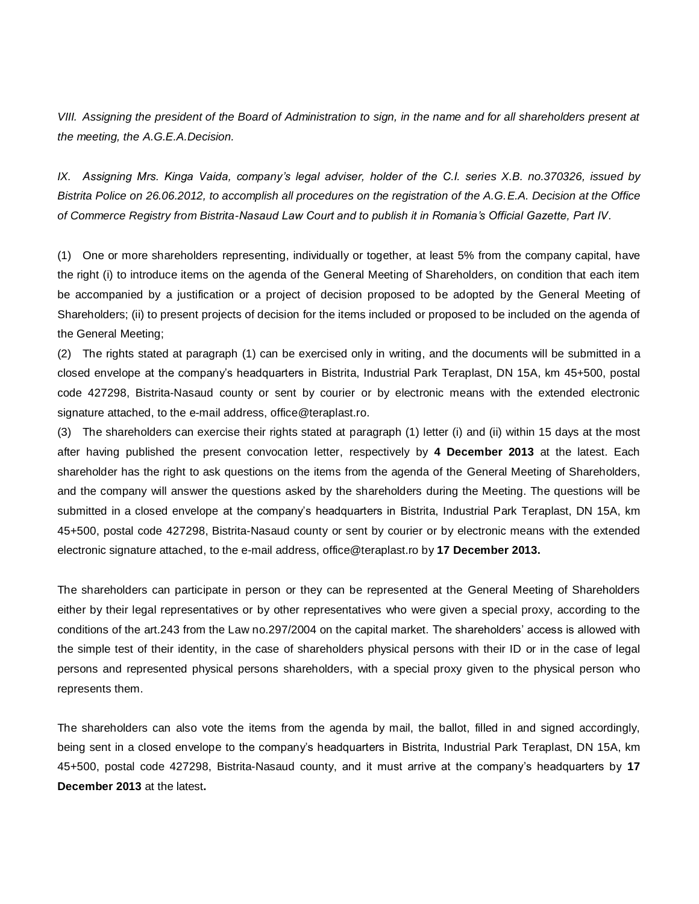*VIII. Assigning the president of the Board of Administration to sign, in the name and for all shareholders present at the meeting, the A.G.E.A.Decision.*

*IX. Assigning Mrs. Kinga Vaida, company's legal adviser, holder of the C.I. series X.B. no.370326, issued by Bistrita Police on 26.06.2012, to accomplish all procedures on the registration of the A.G.E.A. Decision at the Office of Commerce Registry from Bistrita-Nasaud Law Court and to publish it in Romania's Official Gazette, Part IV.*

(1) One or more shareholders representing, individually or together, at least 5% from the company capital, have the right (i) to introduce items on the agenda of the General Meeting of Shareholders, on condition that each item be accompanied by a justification or a project of decision proposed to be adopted by the General Meeting of Shareholders; (ii) to present projects of decision for the items included or proposed to be included on the agenda of the General Meeting;

(2) The rights stated at paragraph (1) can be exercised only in writing, and the documents will be submitted in a closed envelope at the company's headquarters in Bistrita, Industrial Park Teraplast, DN 15A, km 45+500, postal code 427298, Bistrita-Nasaud county or sent by courier or by electronic means with the extended electronic signature attached, to the e-mail address, office@teraplast.ro.

(3) The shareholders can exercise their rights stated at paragraph (1) letter (i) and (ii) within 15 days at the most after having published the present convocation letter, respectively by **4 December 2013** at the latest. Each shareholder has the right to ask questions on the items from the agenda of the General Meeting of Shareholders, and the company will answer the questions asked by the shareholders during the Meeting. The questions will be submitted in a closed envelope at the company's headquarters in Bistrita, Industrial Park Teraplast, DN 15A, km 45+500, postal code 427298, Bistrita-Nasaud county or sent by courier or by electronic means with the extended electronic signature attached, to the e-mail address, office@teraplast.ro by **17 December 2013.**

The shareholders can participate in person or they can be represented at the General Meeting of Shareholders either by their legal representatives or by other representatives who were given a special proxy, according to the conditions of the art.243 from the Law no.297/2004 on the capital market. The shareholders' access is allowed with the simple test of their identity, in the case of shareholders physical persons with their ID or in the case of legal persons and represented physical persons shareholders, with a special proxy given to the physical person who represents them.

The shareholders can also vote the items from the agenda by mail, the ballot, filled in and signed accordingly, being sent in a closed envelope to the company's headquarters in Bistrita, Industrial Park Teraplast, DN 15A, km 45+500, postal code 427298, Bistrita-Nasaud county, and it must arrive at the company's headquarters by **17 December 2013** at the latest**.**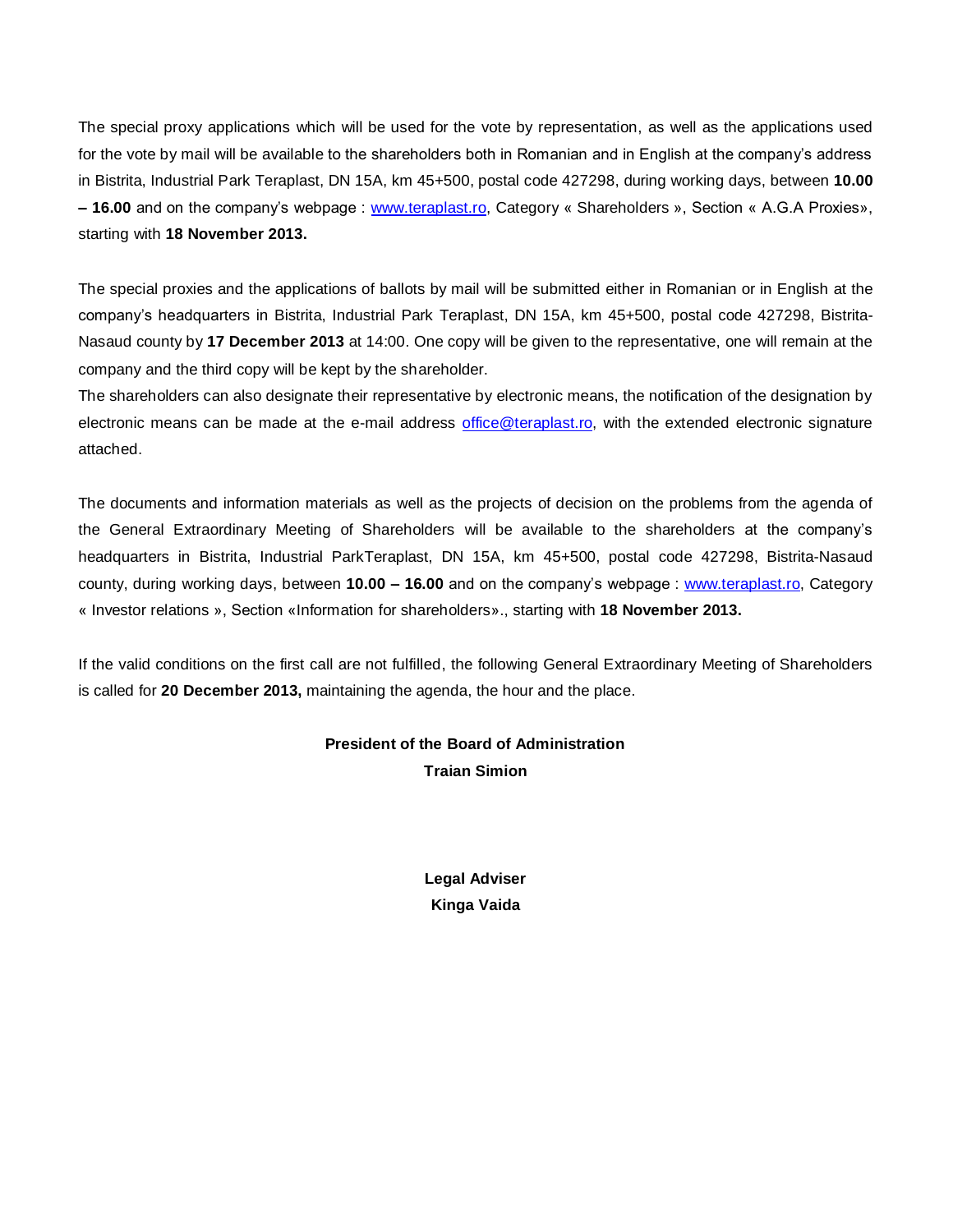The special proxy applications which will be used for the vote by representation, as well as the applications used for the vote by mail will be available to the shareholders both in Romanian and in English at the company's address in Bistrita, Industrial Park Teraplast, DN 15A, km 45+500, postal code 427298, during working days, between **10.00 – 16.00** and on the company's webpage : www.teraplast.ro, Category « Shareholders », Section « A.G.A Proxies», starting with **18 November 2013.**

The special proxies and the applications of ballots by mail will be submitted either in Romanian or in English at the company's headquarters in Bistrita, Industrial Park Teraplast, DN 15A, km 45+500, postal code 427298, Bistrita-Nasaud county by **17 December 2013** at 14:00. One copy will be given to the representative, one will remain at the company and the third copy will be kept by the shareholder.

The shareholders can also designate their representative by electronic means, the notification of the designation by electronic means can be made at the e-mail address office@teraplast.ro, with the extended electronic signature attached.

The documents and information materials as well as the projects of decision on the problems from the agenda of the General Extraordinary Meeting of Shareholders will be available to the shareholders at the company's headquarters in Bistrita, Industrial ParkTeraplast, DN 15A, km 45+500, postal code 427298, Bistrita-Nasaud county, during working days, between **10.00 – 16.00** and on the company's webpage : www.teraplast.ro, Category « Investor relations », Section «Information for shareholders»., starting with **18 November 2013.**

If the valid conditions on the first call are not fulfilled, the following General Extraordinary Meeting of Shareholders is called for **20 December 2013,** maintaining the agenda, the hour and the place.

**President of the Board of Administration**
**Traian Simion**

**Legal Adviser**
**Kinga Vaida**